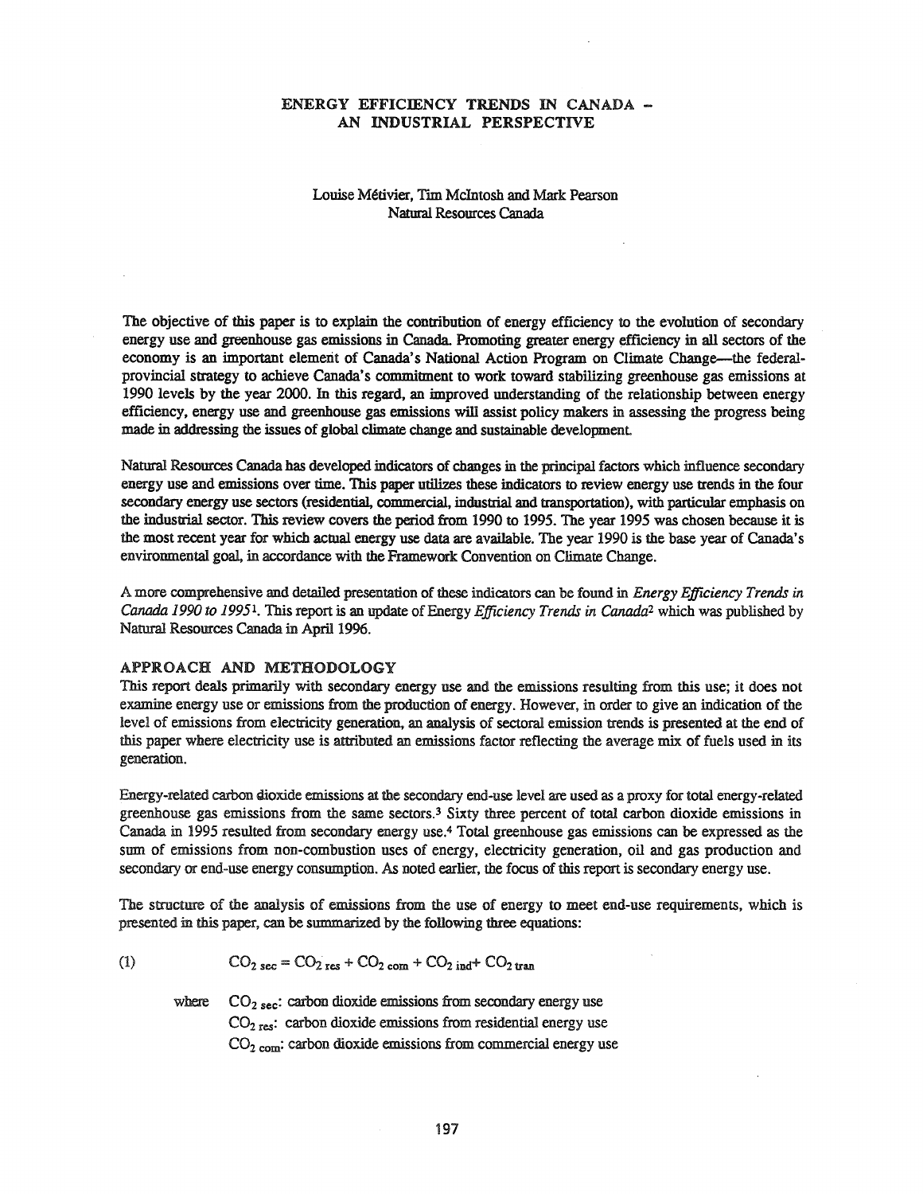# ENERGY EFFICIENCY TRENDS IN CANADA – AN INDUSTRIAL PERSPECTIVE

Louise Métivier, Tim McIntosh and Mark Pearson
Natural Resources Canada

The objective of this paper is to explain the contribution of energy efficiency to the evolution of secondary energy use and greenhouse gas emissions in Canada. Promoting greater energy efficiency in all sectors of the economy is an important element of Canada's National Action Program on Climate Change—the federal-provincial strategy to achieve Canada's commitment to work toward stabilizing greenhouse gas emissions at 1990 levels by the year 2000. In this regard, an improved understanding of the relationship between energy efficiency, energy use and greenhouse gas emissions will assist policy makers in assessing the progress being made in addressing the issues of global climate change and sustainable development.

Natural Resources Canada has developed indicators of changes in the principal factors which influence secondary energy use and emissions over time. This paper utilizes these indicators to review energy use trends in the four secondary energy use sectors (residential, commercial, industrial and transportation), with particular emphasis on the industrial sector. This review covers the period from 1990 to 1995. The year 1995 was chosen because it is the most recent year for which actual energy use data are available. The year 1990 is the base year of Canada's environmental goal, in accordance with the Framework Convention on Climate Change.

A more comprehensive and detailed presentation of these indicators can be found in *Energy Efficiency Trends in Canada 1990 to 1995*[1]. This report is an update of Energy *Efficiency Trends in Canada*[2] which was published by Natural Resources Canada in April 1996.

## APPROACH AND METHODOLOGY

This report deals primarily with secondary energy use and the emissions resulting from this use; it does not examine energy use or emissions from the production of energy. However, in order to give an indication of the level of emissions from electricity generation, an analysis of sectoral emission trends is presented at the end of this paper where electricity use is attributed an emissions factor reflecting the average mix of fuels used in its generation.

Energy-related carbon dioxide emissions at the secondary end-use level are used as a proxy for total energy-related greenhouse gas emissions from the same sectors.[3] Sixty three percent of total carbon dioxide emissions in Canada in 1995 resulted from secondary energy use.[4] Total greenhouse gas emissions can be expressed as the sum of emissions from non-combustion uses of energy, electricity generation, oil and gas production and secondary or end-use energy consumption. As noted earlier, the focus of this report is secondary energy use.

The structure of the analysis of emissions from the use of energy to meet end-use requirements, which is presented in this paper, can be summarized by the following three equations:

$$(1) \qquad CO_{2\,sec} = CO_{2\,res} + CO_{2\,com} + CO_{2\,ind} + CO_{2\,tran}$$

where
$CO_{2\,sec}$: carbon dioxide emissions from secondary energy use
$CO_{2\,res}$: carbon dioxide emissions from residential energy use
$CO_{2\,com}$: carbon dioxide emissions from commercial energy use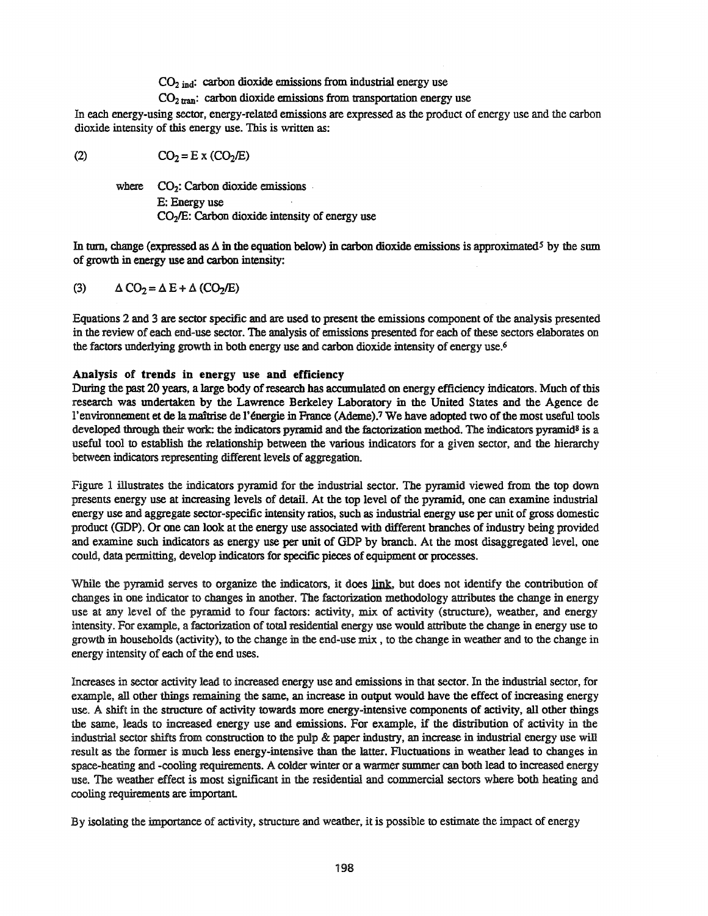$CO_{2\ ind}$: carbon dioxide emissions from industrial energy use

$CO_{2\ tran}$: carbon dioxide emissions from transportation energy use

In each energy-using sector, energy-related emissions are expressed as the product of energy use and the carbon dioxide intensity of this energy use. This is written as:

(2) $$CO_2 = E \times (CO_2/E)$$

where $CO_2$: Carbon dioxide emissions
E: Energy use
$CO_2/E$: Carbon dioxide intensity of energy use

In turn, change (expressed as $\Delta$ in the equation below) in carbon dioxide emissions is approximated[5] by the sum of growth in energy use and carbon intensity:

(3) $$\Delta\ CO_2 = \Delta\ E + \Delta\ (CO_2/E)$$

Equations 2 and 3 are sector specific and are used to present the emissions component of the analysis presented in the review of each end-use sector. The analysis of emissions presented for each of these sectors elaborates on the factors underlying growth in both energy use and carbon dioxide intensity of energy use.[6]

### Analysis of trends in energy use and efficiency

During the past 20 years, a large body of research has accumulated on energy efficiency indicators. Much of this research was undertaken by the Lawrence Berkeley Laboratory in the United States and the Agence de l'environnement et de la maîtrise de l'énergie in France (Ademe).[7] We have adopted two of the most useful tools developed through their work: the indicators pyramid and the factorization method. The indicators pyramid[8] is a useful tool to establish the relationship between the various indicators for a given sector, and the hierarchy between indicators representing different levels of aggregation.

Figure 1 illustrates the indicators pyramid for the industrial sector. The pyramid viewed from the top down presents energy use at increasing levels of detail. At the top level of the pyramid, one can examine industrial energy use and aggregate sector-specific intensity ratios, such as industrial energy use per unit of gross domestic product (GDP). Or one can look at the energy use associated with different branches of industry being provided and examine such indicators as energy use per unit of GDP by branch. At the most disaggregated level, one could, data permitting, develop indicators for specific pieces of equipment or processes.

While the pyramid serves to organize the indicators, it does <u>link</u>, but does not identify the contribution of changes in one indicator to changes in another. The factorization methodology attributes the change in energy use at any level of the pyramid to four factors: activity, mix of activity (structure), weather, and energy intensity. For example, a factorization of total residential energy use would attribute the change in energy use to growth in households (activity), to the change in the end-use mix , to the change in weather and to the change in energy intensity of each of the end uses.

Increases in sector activity lead to increased energy use and emissions in that sector. In the industrial sector, for example, all other things remaining the same, an increase in output would have the effect of increasing energy use. A shift in the structure of activity towards more energy-intensive components of activity, all other things the same, leads to increased energy use and emissions. For example, if the distribution of activity in the industrial sector shifts from construction to the pulp & paper industry, an increase in industrial energy use will result as the former is much less energy-intensive than the latter. Fluctuations in weather lead to changes in space-heating and -cooling requirements. A colder winter or a warmer summer can both lead to increased energy use. The weather effect is most significant in the residential and commercial sectors where both heating and cooling requirements are important.

By isolating the importance of activity, structure and weather, it is possible to estimate the impact of energy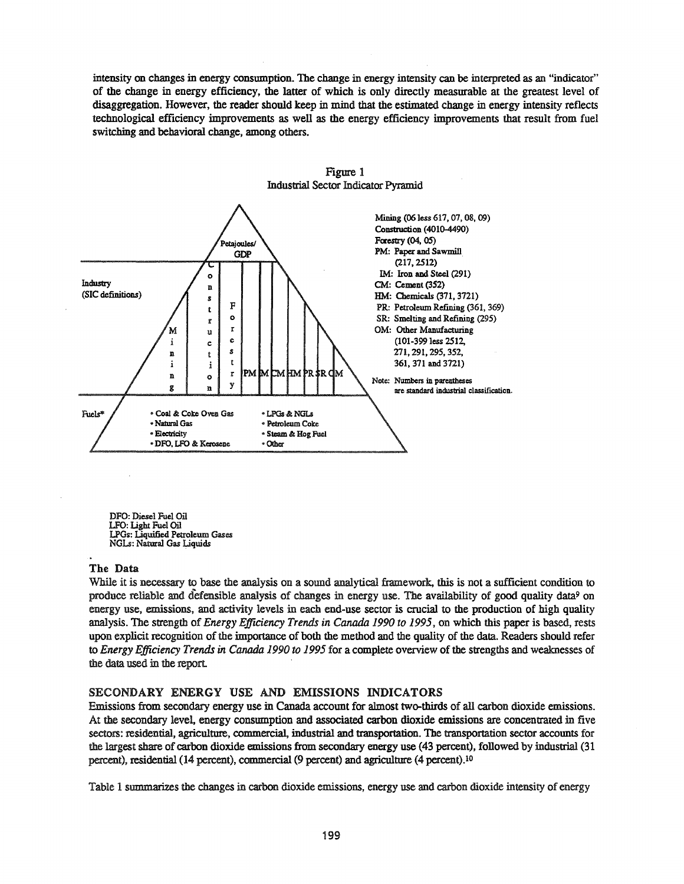intensity on changes in energy consumption. The change in energy intensity can be interpreted as an "indicator" of the change in energy efficiency, the latter of which is only directly measurable at the greatest level of disaggregation. However, the reader should keep in mind that the estimated change in energy intensity reflects technological efficiency improvements as well as the energy efficiency improvements that result from fuel switching and behavioral change, among others.

Figure 1
Industrial Sector Indicator Pyramid

Petajoules/GDP

Industry (SIC definitions)

Mining | Construction | Forestry | PM | IM | CM | HM | PR | SR | OM

Mining (06 less 617, 07, 08, 09)
Construction (4010-4490)
Forestry (04, 05)
PM: Paper and Sawmill (217, 2512)
IM: Iron and Steel (291)
CM: Cement (352)
HM: Chemicals (371, 3721)
PR: Petroleum Refining (361, 369)
SR: Smelting and Refining (295)
OM: Other Manufacturing (101-399 less 2512, 271, 291, 295, 352, 361, 371 and 3721)

Note: Numbers in parentheses are standard industrial classification.

Fuels*

- Coal & Coke Oven Gas
- Natural Gas
- Electricity
- DFO, LFO & Kerosene
- LPGs & NGLs
- Petroleum Coke
- Steam & Hog Fuel
- Other

DFO: Diesel Fuel Oil
LFO: Light Fuel Oil
LPGs: Liquified Petroleum Gases
NGLs: Natural Gas Liquids

### The Data

While it is necessary to base the analysis on a sound analytical framework, this is not a sufficient condition to produce reliable and defensible analysis of changes in energy use. The availability of good quality data[9] on energy use, emissions, and activity levels in each end-use sector is crucial to the production of high quality analysis. The strength of *Energy Efficiency Trends in Canada 1990 to 1995*, on which this paper is based, rests upon explicit recognition of the importance of both the method and the quality of the data. Readers should refer to *Energy Efficiency Trends in Canada 1990 to 1995* for a complete overview of the strengths and weaknesses of the data used in the report.

## SECONDARY ENERGY USE AND EMISSIONS INDICATORS

Emissions from secondary energy use in Canada account for almost two-thirds of all carbon dioxide emissions. At the secondary level, energy consumption and associated carbon dioxide emissions are concentrated in five sectors: residential, agriculture, commercial, industrial and transportation. The transportation sector accounts for the largest share of carbon dioxide emissions from secondary energy use (43 percent), followed by industrial (31 percent), residential (14 percent), commercial (9 percent) and agriculture (4 percent).[10]

Table 1 summarizes the changes in carbon dioxide emissions, energy use and carbon dioxide intensity of energy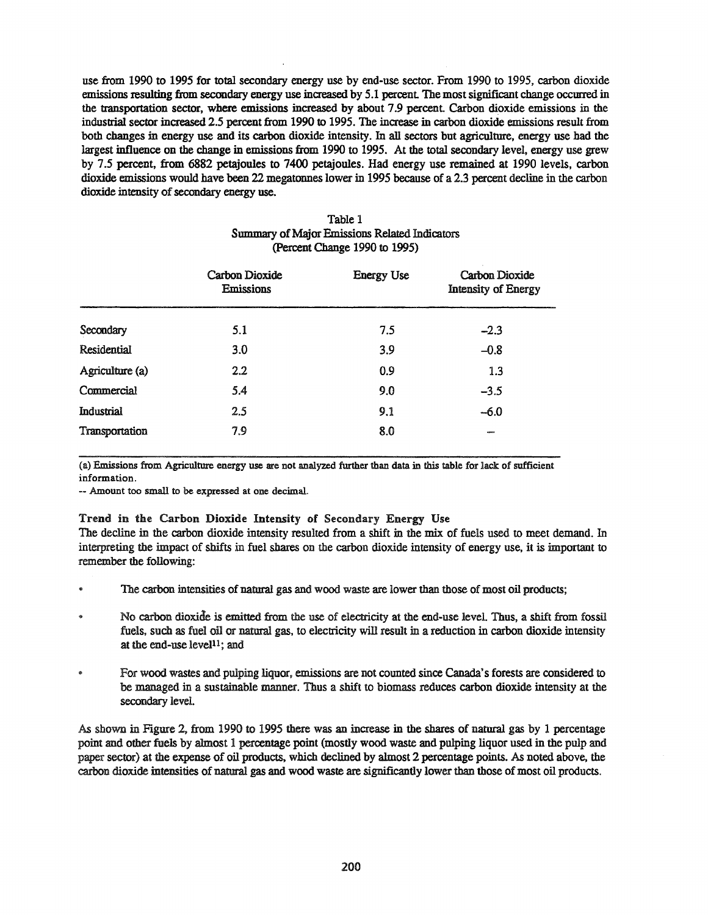use from 1990 to 1995 for total secondary energy use by end-use sector. From 1990 to 1995, carbon dioxide emissions resulting from secondary energy use increased by 5.1 percent. The most significant change occurred in the transportation sector, where emissions increased by about 7.9 percent. Carbon dioxide emissions in the industrial sector increased 2.5 percent from 1990 to 1995. The increase in carbon dioxide emissions result from both changes in energy use and its carbon dioxide intensity. In all sectors but agriculture, energy use had the largest influence on the change in emissions from 1990 to 1995. At the total secondary level, energy use grew by 7.5 percent, from 6882 petajoules to 7400 petajoules. Had energy use remained at 1990 levels, carbon dioxide emissions would have been 22 megatonnes lower in 1995 because of a 2.3 percent decline in the carbon dioxide intensity of secondary energy use.

Table 1
Summary of Major Emissions Related Indicators
(Percent Change 1990 to 1995)

| | Carbon Dioxide Emissions | Energy Use | Carbon Dioxide Intensity of Energy |
|---|---|---|---|
| Secondary | 5.1 | 7.5 | −2.3 |
| Residential | 3.0 | 3.9 | −0.8 |
| Agriculture (a) | 2.2 | 0.9 | 1.3 |
| Commercial | 5.4 | 9.0 | −3.5 |
| Industrial | 2.5 | 9.1 | −6.0 |
| Transportation | 7.9 | 8.0 | -- |

(a) Emissions from Agriculture energy use are not analyzed further than data in this table for lack of sufficient information.

-- Amount too small to be expressed at one decimal.

### Trend in the Carbon Dioxide Intensity of Secondary Energy Use

The decline in the carbon dioxide intensity resulted from a shift in the mix of fuels used to meet demand. In interpreting the impact of shifts in fuel shares on the carbon dioxide intensity of energy use, it is important to remember the following:

- The carbon intensities of natural gas and wood waste are lower than those of most oil products;
- No carbon dioxide is emitted from the use of electricity at the end-use level. Thus, a shift from fossil fuels, such as fuel oil or natural gas, to electricity will result in a reduction in carbon dioxide intensity at the end-use level[11]; and
- For wood wastes and pulping liquor, emissions are not counted since Canada's forests are considered to be managed in a sustainable manner. Thus a shift to biomass reduces carbon dioxide intensity at the secondary level.

As shown in Figure 2, from 1990 to 1995 there was an increase in the shares of natural gas by 1 percentage point and other fuels by almost 1 percentage point (mostly wood waste and pulping liquor used in the pulp and paper sector) at the expense of oil products, which declined by almost 2 percentage points. As noted above, the carbon dioxide intensities of natural gas and wood waste are significantly lower than those of most oil products.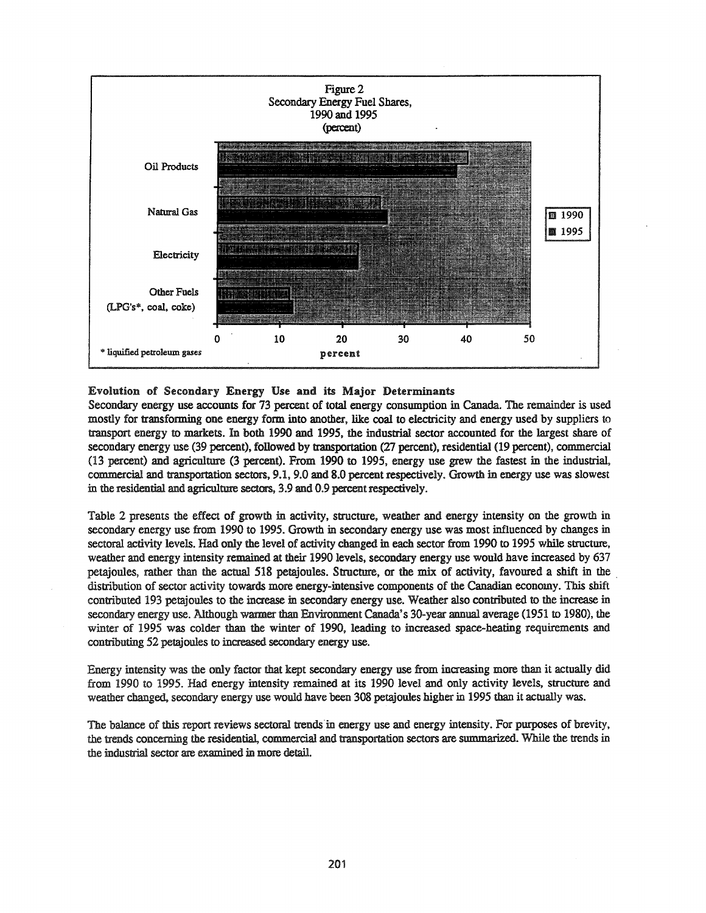Figure 2
Secondary Energy Fuel Shares,
1990 and 1995
(percent)

Oil Products

Natural Gas

Electricity

Other Fuels
(LPG's*, coal, coke)

0 10 20 30 40 50

percent

1990
1995

\* liquified petroleum gases

**Evolution of Secondary Energy Use and its Major Determinants**

Secondary energy use accounts for 73 percent of total energy consumption in Canada. The remainder is used mostly for transforming one energy form into another, like coal to electricity and energy used by suppliers to transport energy to markets. In both 1990 and 1995, the industrial sector accounted for the largest share of secondary energy use (39 percent), followed by transportation (27 percent), residential (19 percent), commercial (13 percent) and agriculture (3 percent). From 1990 to 1995, energy use grew the fastest in the industrial, commercial and transportation sectors, 9.1, 9.0 and 8.0 percent respectively. Growth in energy use was slowest in the residential and agriculture sectors, 3.9 and 0.9 percent respectively.

Table 2 presents the effect of growth in activity, structure, weather and energy intensity on the growth in secondary energy use from 1990 to 1995. Growth in secondary energy use was most influenced by changes in sectoral activity levels. Had only the level of activity changed in each sector from 1990 to 1995 while structure, weather and energy intensity remained at their 1990 levels, secondary energy use would have increased by 637 petajoules, rather than the actual 518 petajoules. Structure, or the mix of activity, favoured a shift in the distribution of sector activity towards more energy-intensive components of the Canadian economy. This shift contributed 193 petajoules to the increase in secondary energy use. Weather also contributed to the increase in secondary energy use. Although warmer than Environment Canada's 30-year annual average (1951 to 1980), the winter of 1995 was colder than the winter of 1990, leading to increased space-heating requirements and contributing 52 petajoules to increased secondary energy use.

Energy intensity was the only factor that kept secondary energy use from increasing more than it actually did from 1990 to 1995. Had energy intensity remained at its 1990 level and only activity levels, structure and weather changed, secondary energy use would have been 308 petajoules higher in 1995 than it actually was.

The balance of this report reviews sectoral trends in energy use and energy intensity. For purposes of brevity, the trends concerning the residential, commercial and transportation sectors are summarized. While the trends in the industrial sector are examined in more detail.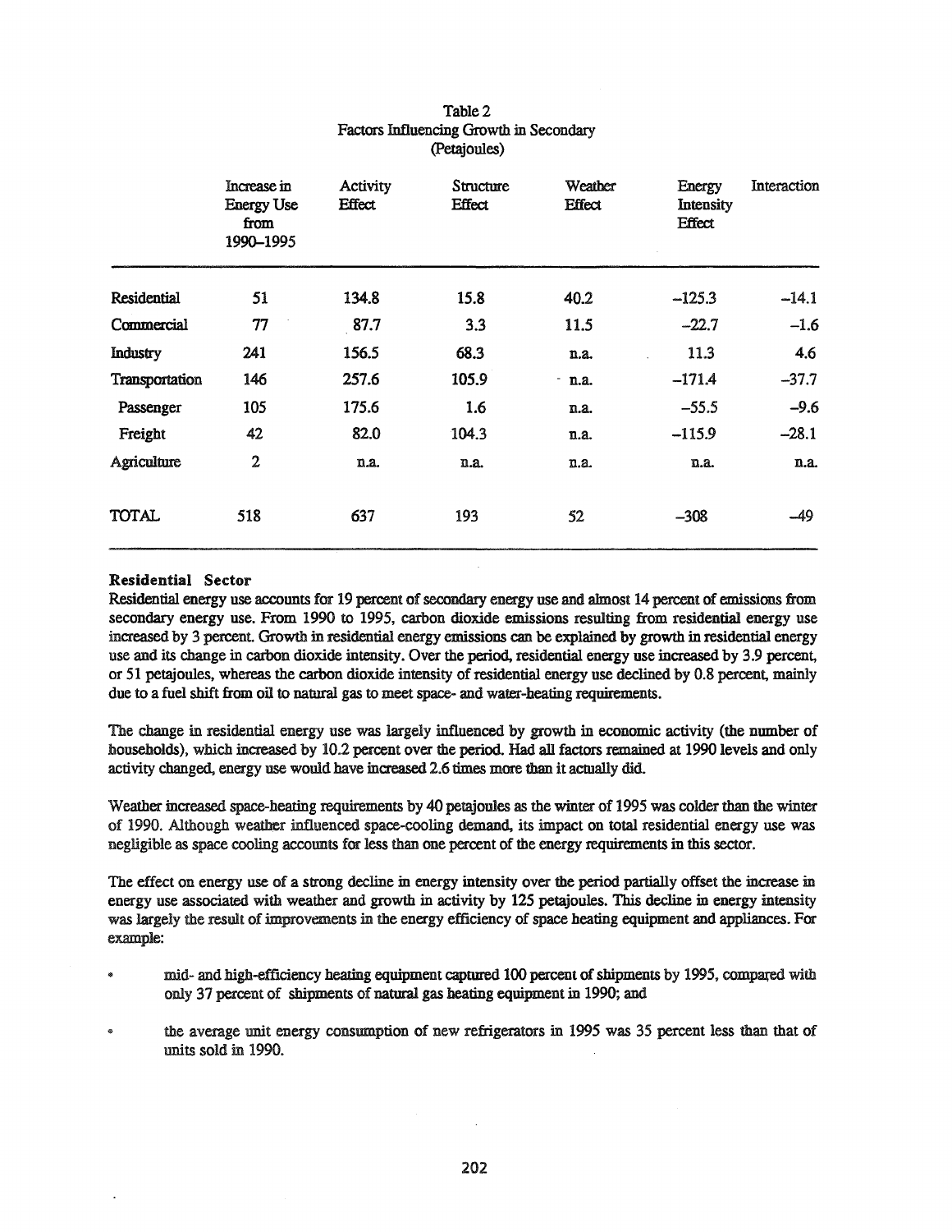Table 2
Factors Influencing Growth in Secondary
(Petajoules)

| | Increase in Energy Use from 1990–1995 | Activity Effect | Structure Effect | Weather Effect | Energy Intensity Effect | Interaction |
|---|---|---|---|---|---|---|
| Residential | 51 | 134.8 | 15.8 | 40.2 | −125.3 | −14.1 |
| Commercial | 77 | 87.7 | 3.3 | 11.5 | −22.7 | −1.6 |
| Industry | 241 | 156.5 | 68.3 | n.a. | 11.3 | 4.6 |
| Transportation | 146 | 257.6 | 105.9 | n.a. | −171.4 | −37.7 |
| Passenger | 105 | 175.6 | 1.6 | n.a. | −55.5 | −9.6 |
| Freight | 42 | 82.0 | 104.3 | n.a. | −115.9 | −28.1 |
| Agriculture | 2 | n.a. | n.a. | n.a. | n.a. | n.a. |
| TOTAL | 518 | 637 | 193 | 52 | −308 | −49 |

**Residential Sector**

Residential energy use accounts for 19 percent of secondary energy use and almost 14 percent of emissions from secondary energy use. From 1990 to 1995, carbon dioxide emissions resulting from residential energy use increased by 3 percent. Growth in residential energy emissions can be explained by growth in residential energy use and its change in carbon dioxide intensity. Over the period, residential energy use increased by 3.9 percent, or 51 petajoules, whereas the carbon dioxide intensity of residential energy use declined by 0.8 percent, mainly due to a fuel shift from oil to natural gas to meet space- and water-heating requirements.

The change in residential energy use was largely influenced by growth in economic activity (the number of households), which increased by 10.2 percent over the period. Had all factors remained at 1990 levels and only activity changed, energy use would have increased 2.6 times more than it actually did.

Weather increased space-heating requirements by 40 petajoules as the winter of 1995 was colder than the winter of 1990. Although weather influenced space-cooling demand, its impact on total residential energy use was negligible as space cooling accounts for less than one percent of the energy requirements in this sector.

The effect on energy use of a strong decline in energy intensity over the period partially offset the increase in energy use associated with weather and growth in activity by 125 petajoules. This decline in energy intensity was largely the result of improvements in the energy efficiency of space heating equipment and appliances. For example:

- mid- and high-efficiency heating equipment captured 100 percent of shipments by 1995, compared with only 37 percent of shipments of natural gas heating equipment in 1990; and
- the average unit energy consumption of new refrigerators in 1995 was 35 percent less than that of units sold in 1990.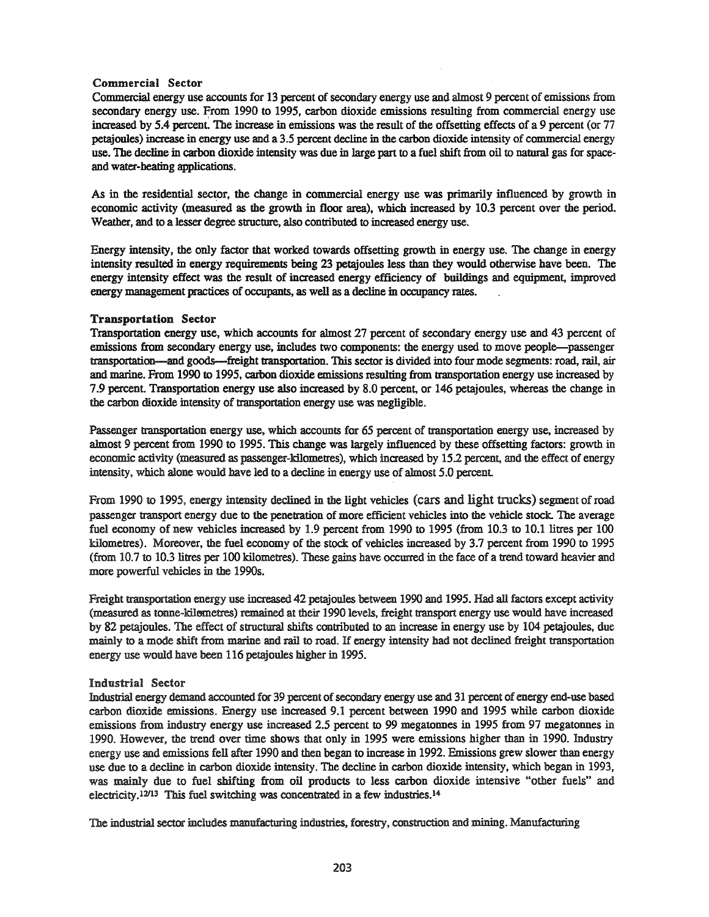### Commercial Sector

Commercial energy use accounts for 13 percent of secondary energy use and almost 9 percent of emissions from secondary energy use. From 1990 to 1995, carbon dioxide emissions resulting from commercial energy use increased by 5.4 percent. The increase in emissions was the result of the offsetting effects of a 9 percent (or 77 petajoules) increase in energy use and a 3.5 percent decline in the carbon dioxide intensity of commercial energy use. The decline in carbon dioxide intensity was due in large part to a fuel shift from oil to natural gas for space- and water-heating applications.

As in the residential sector, the change in commercial energy use was primarily influenced by growth in economic activity (measured as the growth in floor area), which increased by 10.3 percent over the period. Weather, and to a lesser degree structure, also contributed to increased energy use.

Energy intensity, the only factor that worked towards offsetting growth in energy use. The change in energy intensity resulted in energy requirements being 23 petajoules less than they would otherwise have been. The energy intensity effect was the result of increased energy efficiency of buildings and equipment, improved energy management practices of occupants, as well as a decline in occupancy rates.

### Transportation Sector

Transportation energy use, which accounts for almost 27 percent of secondary energy use and 43 percent of emissions from secondary energy use, includes two components: the energy used to move people—passenger transportation—and goods—freight transportation. This sector is divided into four mode segments: road, rail, air and marine. From 1990 to 1995, carbon dioxide emissions resulting from transportation energy use increased by 7.9 percent. Transportation energy use also increased by 8.0 percent, or 146 petajoules, whereas the change in the carbon dioxide intensity of transportation energy use was negligible.

Passenger transportation energy use, which accounts for 65 percent of transportation energy use, increased by almost 9 percent from 1990 to 1995. This change was largely influenced by these offsetting factors: growth in economic activity (measured as passenger-kilometres), which increased by 15.2 percent, and the effect of energy intensity, which alone would have led to a decline in energy use of almost 5.0 percent.

From 1990 to 1995, energy intensity declined in the light vehicles (cars and light trucks) segment of road passenger transport energy due to the penetration of more efficient vehicles into the vehicle stock. The average fuel economy of new vehicles increased by 1.9 percent from 1990 to 1995 (from 10.3 to 10.1 litres per 100 kilometres). Moreover, the fuel economy of the stock of vehicles increased by 3.7 percent from 1990 to 1995 (from 10.7 to 10.3 litres per 100 kilometres). These gains have occurred in the face of a trend toward heavier and more powerful vehicles in the 1990s.

Freight transportation energy use increased 42 petajoules between 1990 and 1995. Had all factors except activity (measured as tonne-kilometres) remained at their 1990 levels, freight transport energy use would have increased by 82 petajoules. The effect of structural shifts contributed to an increase in energy use by 104 petajoules, due mainly to a mode shift from marine and rail to road. If energy intensity had not declined freight transportation energy use would have been 116 petajoules higher in 1995.

### Industrial Sector

Industrial energy demand accounted for 39 percent of secondary energy use and 31 percent of energy end-use based carbon dioxide emissions. Energy use increased 9.1 percent between 1990 and 1995 while carbon dioxide emissions from industry energy use increased 2.5 percent to 99 megatonnes in 1995 from 97 megatonnes in 1990. However, the trend over time shows that only in 1995 were emissions higher than in 1990. Industry energy use and emissions fell after 1990 and then began to increase in 1992. Emissions grew slower than energy use due to a decline in carbon dioxide intensity. The decline in carbon dioxide intensity, which began in 1993, was mainly due to fuel shifting from oil products to less carbon dioxide intensive "other fuels" and electricity.[12/13] This fuel switching was concentrated in a few industries.[14]

The industrial sector includes manufacturing industries, forestry, construction and mining. Manufacturing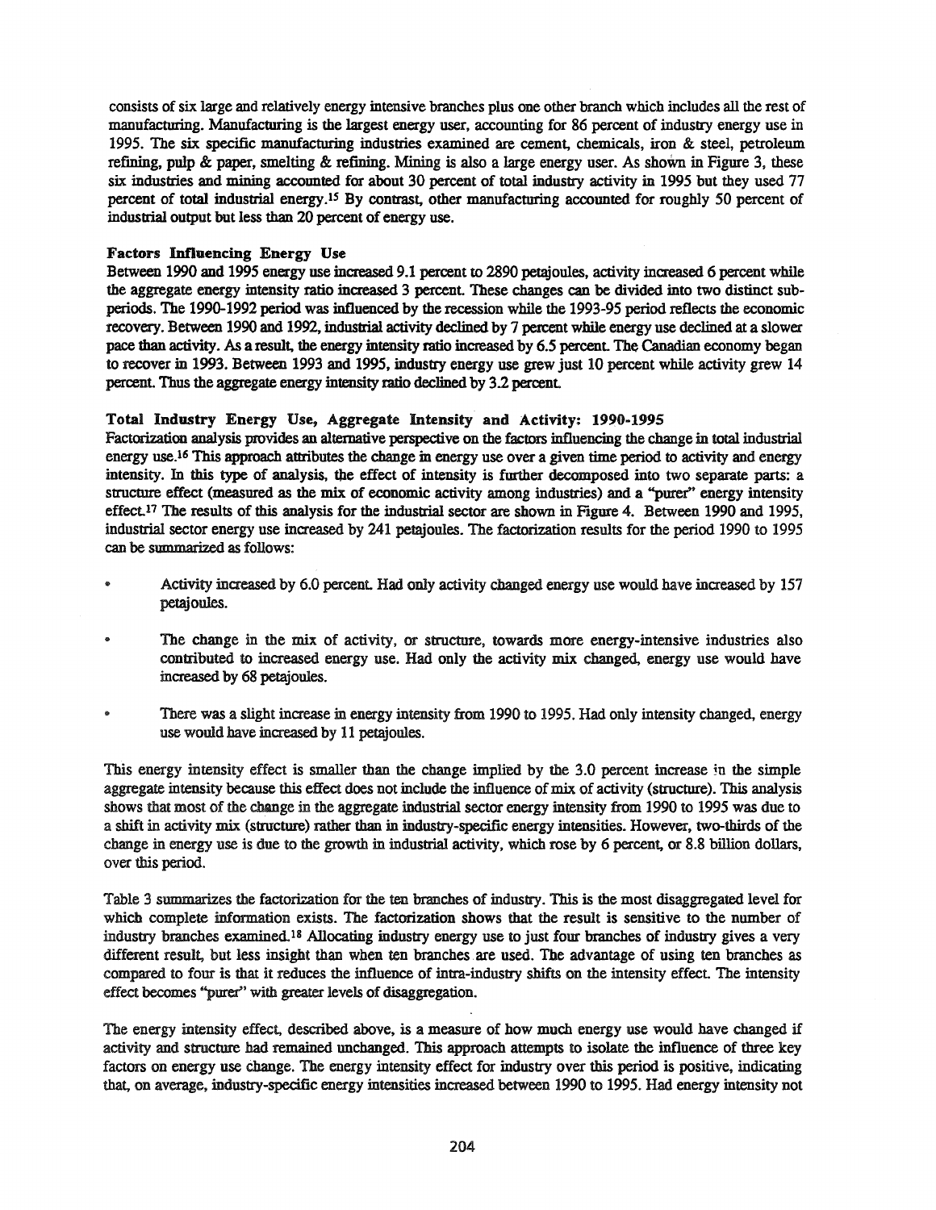consists of six large and relatively energy intensive branches plus one other branch which includes all the rest of manufacturing. Manufacturing is the largest energy user, accounting for 86 percent of industry energy use in 1995. The six specific manufacturing industries examined are cement, chemicals, iron & steel, petroleum refining, pulp & paper, smelting & refining. Mining is also a large energy user. As shown in Figure 3, these six industries and mining accounted for about 30 percent of total industry activity in 1995 but they used 77 percent of total industrial energy.[15] By contrast, other manufacturing accounted for roughly 50 percent of industrial output but less than 20 percent of energy use.

### Factors Influencing Energy Use

Between 1990 and 1995 energy use increased 9.1 percent to 2890 petajoules, activity increased 6 percent while the aggregate energy intensity ratio increased 3 percent. These changes can be divided into two distinct sub-periods. The 1990-1992 period was influenced by the recession while the 1993-95 period reflects the economic recovery. Between 1990 and 1992, industrial activity declined by 7 percent while energy use declined at a slower pace than activity. As a result, the energy intensity ratio increased by 6.5 percent. The Canadian economy began to recover in 1993. Between 1993 and 1995, industry energy use grew just 10 percent while activity grew 14 percent. Thus the aggregate energy intensity ratio declined by 3.2 percent.

### Total Industry Energy Use, Aggregate Intensity and Activity: 1990-1995

Factorization analysis provides an alternative perspective on the factors influencing the change in total industrial energy use.[16] This approach attributes the change in energy use over a given time period to activity and energy intensity. In this type of analysis, the effect of intensity is further decomposed into two separate parts: a structure effect (measured as the mix of economic activity among industries) and a "purer" energy intensity effect.[17] The results of this analysis for the industrial sector are shown in Figure 4. Between 1990 and 1995, industrial sector energy use increased by 241 petajoules. The factorization results for the period 1990 to 1995 can be summarized as follows:

- Activity increased by 6.0 percent. Had only activity changed energy use would have increased by 157 petajoules.
- The change in the mix of activity, or structure, towards more energy-intensive industries also contributed to increased energy use. Had only the activity mix changed, energy use would have increased by 68 petajoules.
- There was a slight increase in energy intensity from 1990 to 1995. Had only intensity changed, energy use would have increased by 11 petajoules.

This energy intensity effect is smaller than the change implied by the 3.0 percent increase in the simple aggregate intensity because this effect does not include the influence of mix of activity (structure). This analysis shows that most of the change in the aggregate industrial sector energy intensity from 1990 to 1995 was due to a shift in activity mix (structure) rather than in industry-specific energy intensities. However, two-thirds of the change in energy use is due to the growth in industrial activity, which rose by 6 percent, or 8.8 billion dollars, over this period.

Table 3 summarizes the factorization for the ten branches of industry. This is the most disaggregated level for which complete information exists. The factorization shows that the result is sensitive to the number of industry branches examined.[18] Allocating industry energy use to just four branches of industry gives a very different result, but less insight than when ten branches are used. The advantage of using ten branches as compared to four is that it reduces the influence of intra-industry shifts on the intensity effect. The intensity effect becomes "purer" with greater levels of disaggregation.

The energy intensity effect, described above, is a measure of how much energy use would have changed if activity and structure had remained unchanged. This approach attempts to isolate the influence of three key factors on energy use change. The energy intensity effect for industry over this period is positive, indicating that, on average, industry-specific energy intensities increased between 1990 to 1995. Had energy intensity not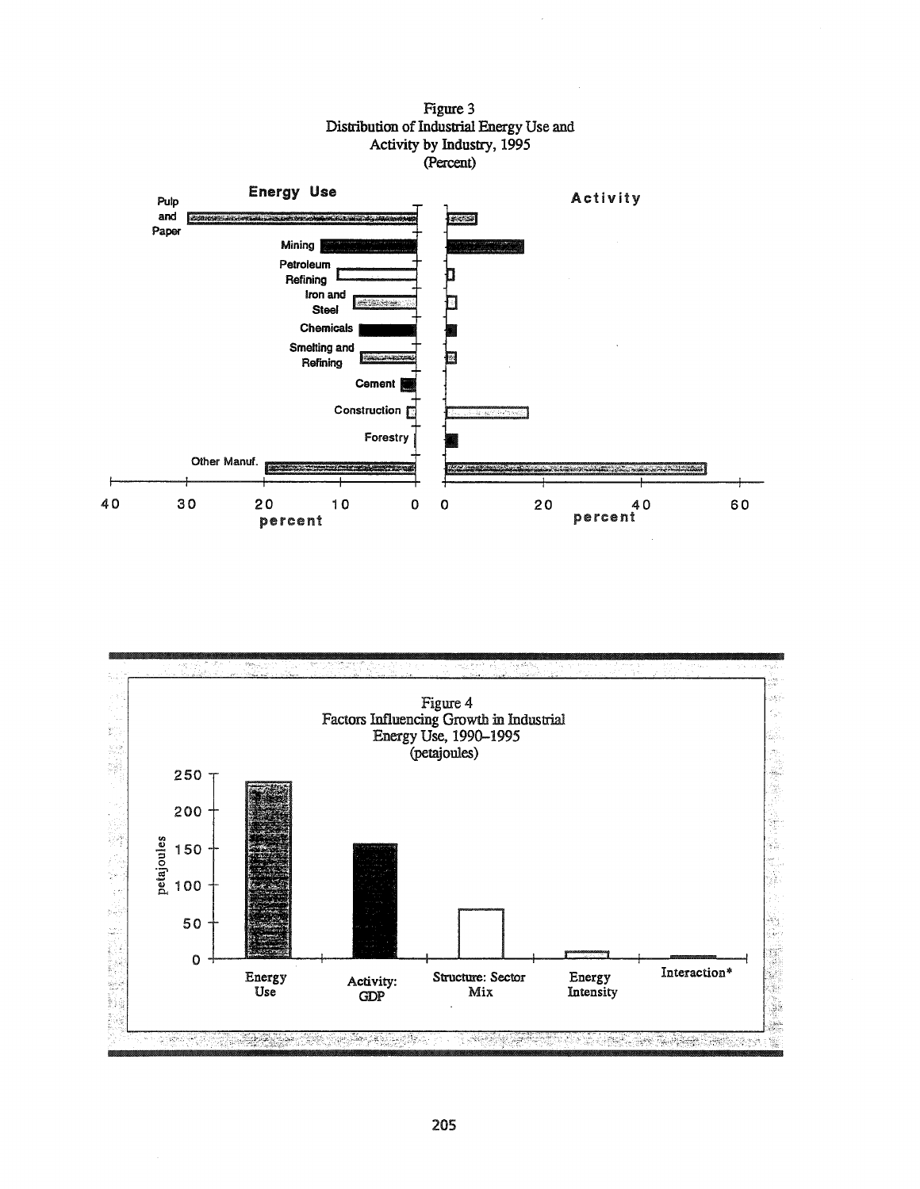Figure 3
Distribution of Industrial Energy Use and
Activity by Industry, 1995
(Percent)

Figure 4
Factors Influencing Growth in Industrial
Energy Use, 1990–1995
(petajoules)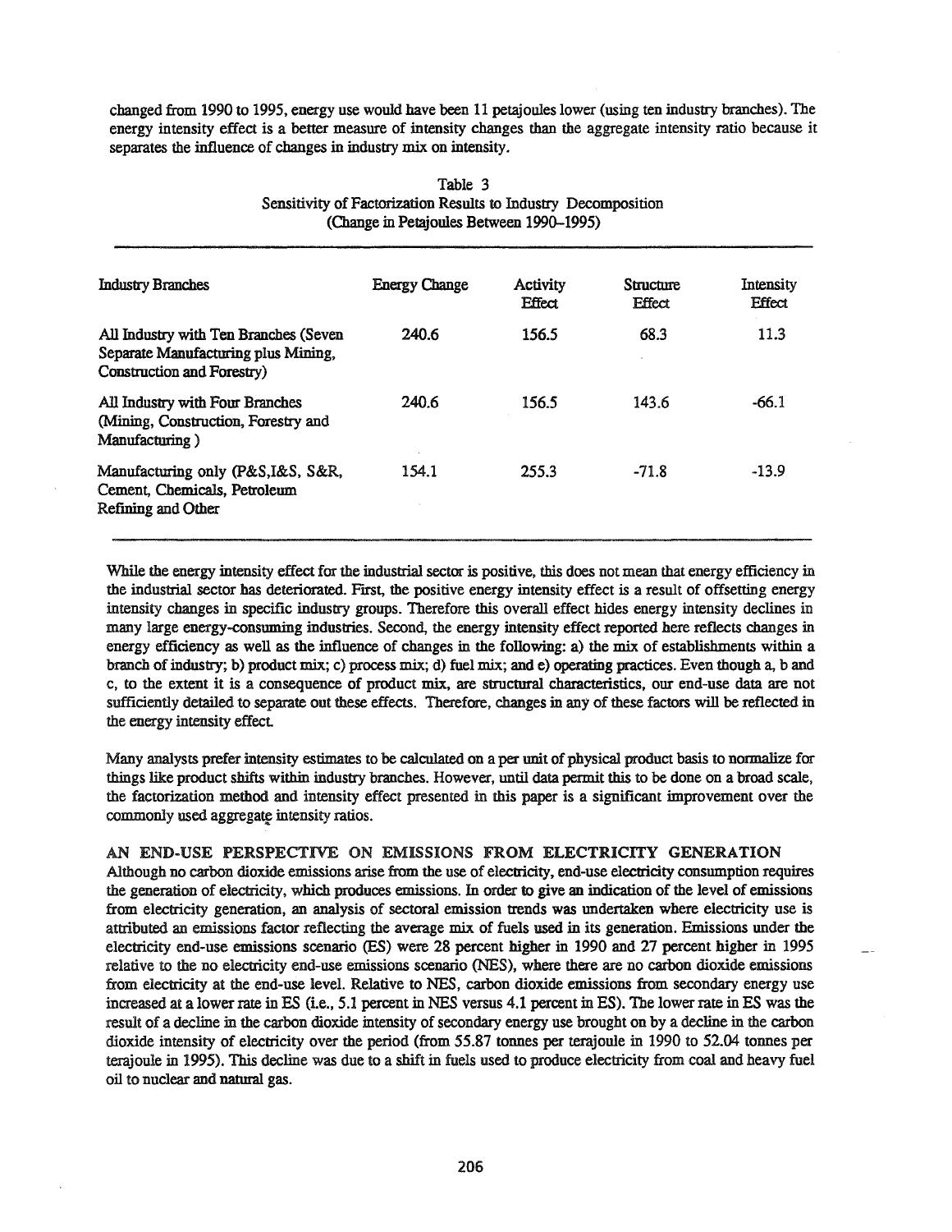changed from 1990 to 1995, energy use would have been 11 petajoules lower (using ten industry branches). The energy intensity effect is a better measure of intensity changes than the aggregate intensity ratio because it separates the influence of changes in industry mix on intensity.

Table 3
Sensitivity of Factorization Results to Industry Decomposition
(Change in Petajoules Between 1990–1995)

| Industry Branches | Energy Change | Activity Effect | Structure Effect | Intensity Effect |
|---|---|---|---|---|
| All Industry with Ten Branches (Seven Separate Manufacturing plus Mining, Construction and Forestry) | 240.6 | 156.5 | 68.3 | 11.3 |
| All Industry with Four Branches (Mining, Construction, Forestry and Manufacturing ) | 240.6 | 156.5 | 143.6 | -66.1 |
| Manufacturing only (P&S,I&S, S&R, Cement, Chemicals, Petroleum Refining and Other | 154.1 | 255.3 | -71.8 | -13.9 |

While the energy intensity effect for the industrial sector is positive, this does not mean that energy efficiency in the industrial sector has deteriorated. First, the positive energy intensity effect is a result of offsetting energy intensity changes in specific industry groups. Therefore this overall effect hides energy intensity declines in many large energy-consuming industries. Second, the energy intensity effect reported here reflects changes in energy efficiency as well as the influence of changes in the following: a) the mix of establishments within a branch of industry; b) product mix; c) process mix; d) fuel mix; and e) operating practices. Even though a, b and c, to the extent it is a consequence of product mix, are structural characteristics, our end-use data are not sufficiently detailed to separate out these effects. Therefore, changes in any of these factors will be reflected in the energy intensity effect.

Many analysts prefer intensity estimates to be calculated on a per unit of physical product basis to normalize for things like product shifts within industry branches. However, until data permit this to be done on a broad scale, the factorization method and intensity effect presented in this paper is a significant improvement over the commonly used aggregate intensity ratios.

## AN END-USE PERSPECTIVE ON EMISSIONS FROM ELECTRICITY GENERATION

Although no carbon dioxide emissions arise from the use of electricity, end-use electricity consumption requires the generation of electricity, which produces emissions. In order to give an indication of the level of emissions from electricity generation, an analysis of sectoral emission trends was undertaken where electricity use is attributed an emissions factor reflecting the average mix of fuels used in its generation. Emissions under the electricity end-use emissions scenario (ES) were 28 percent higher in 1990 and 27 percent higher in 1995 relative to the no electricity end-use emissions scenario (NES), where there are no carbon dioxide emissions from electricity at the end-use level. Relative to NES, carbon dioxide emissions from secondary energy use increased at a lower rate in ES (i.e., 5.1 percent in NES versus 4.1 percent in ES). The lower rate in ES was the result of a decline in the carbon dioxide intensity of secondary energy use brought on by a decline in the carbon dioxide intensity of electricity over the period (from 55.87 tonnes per terajoule in 1990 to 52.04 tonnes per terajoule in 1995). This decline was due to a shift in fuels used to produce electricity from coal and heavy fuel oil to nuclear and natural gas.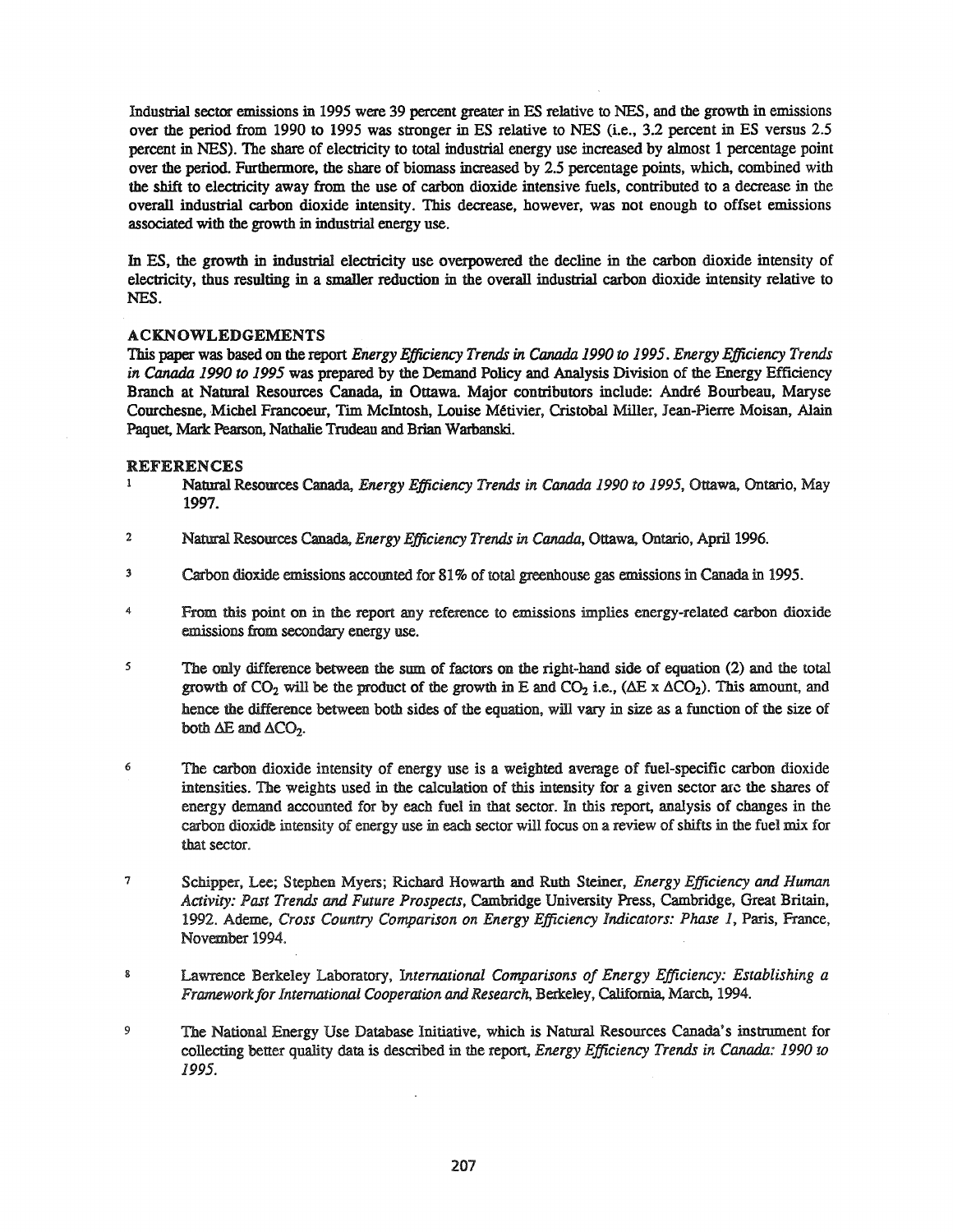Industrial sector emissions in 1995 were 39 percent greater in ES relative to NES, and the growth in emissions over the period from 1990 to 1995 was stronger in ES relative to NES (i.e., 3.2 percent in ES versus 2.5 percent in NES). The share of electricity to total industrial energy use increased by almost 1 percentage point over the period. Furthermore, the share of biomass increased by 2.5 percentage points, which, combined with the shift to electricity away from the use of carbon dioxide intensive fuels, contributed to a decrease in the overall industrial carbon dioxide intensity. This decrease, however, was not enough to offset emissions associated with the growth in industrial energy use.

In ES, the growth in industrial electricity use overpowered the decline in the carbon dioxide intensity of electricity, thus resulting in a smaller reduction in the overall industrial carbon dioxide intensity relative to NES.

## ACKNOWLEDGEMENTS

This paper was based on the report *Energy Efficiency Trends in Canada 1990 to 1995*. *Energy Efficiency Trends in Canada 1990 to 1995* was prepared by the Demand Policy and Analysis Division of the Energy Efficiency Branch at Natural Resources Canada, in Ottawa. Major contributors include: André Bourbeau, Maryse Courchesne, Michel Francoeur, Tim McIntosh, Louise Métivier, Cristobal Miller, Jean-Pierre Moisan, Alain Paquet, Mark Pearson, Nathalie Trudeau and Brian Warbanski.

## REFERENCES

1. Natural Resources Canada, *Energy Efficiency Trends in Canada 1990 to 1995*, Ottawa, Ontario, May 1997.

2. Natural Resources Canada, *Energy Efficiency Trends in Canada*, Ottawa, Ontario, April 1996.

3. Carbon dioxide emissions accounted for 81% of total greenhouse gas emissions in Canada in 1995.

4. From this point on in the report any reference to emissions implies energy-related carbon dioxide emissions from secondary energy use.

5. The only difference between the sum of factors on the right-hand side of equation (2) and the total growth of $CO_2$ will be the product of the growth in E and $CO_2$ i.e., ($\Delta E \times \Delta CO_2$). This amount, and hence the difference between both sides of the equation, will vary in size as a function of the size of both $\Delta E$ and $\Delta CO_2$.

6. The carbon dioxide intensity of energy use is a weighted average of fuel-specific carbon dioxide intensities. The weights used in the calculation of this intensity for a given sector are the shares of energy demand accounted for by each fuel in that sector. In this report, analysis of changes in the carbon dioxide intensity of energy use in each sector will focus on a review of shifts in the fuel mix for that sector.

7. Schipper, Lee; Stephen Myers; Richard Howarth and Ruth Steiner, *Energy Efficiency and Human Activity: Past Trends and Future Prospects*, Cambridge University Press, Cambridge, Great Britain, 1992. Ademe, *Cross Country Comparison on Energy Efficiency Indicators: Phase 1*, Paris, France, November 1994.

8. Lawrence Berkeley Laboratory, *International Comparisons of Energy Efficiency: Establishing a Framework for International Cooperation and Research*, Berkeley, California, March, 1994.

9. The National Energy Use Database Initiative, which is Natural Resources Canada's instrument for collecting better quality data is described in the report, *Energy Efficiency Trends in Canada: 1990 to 1995*.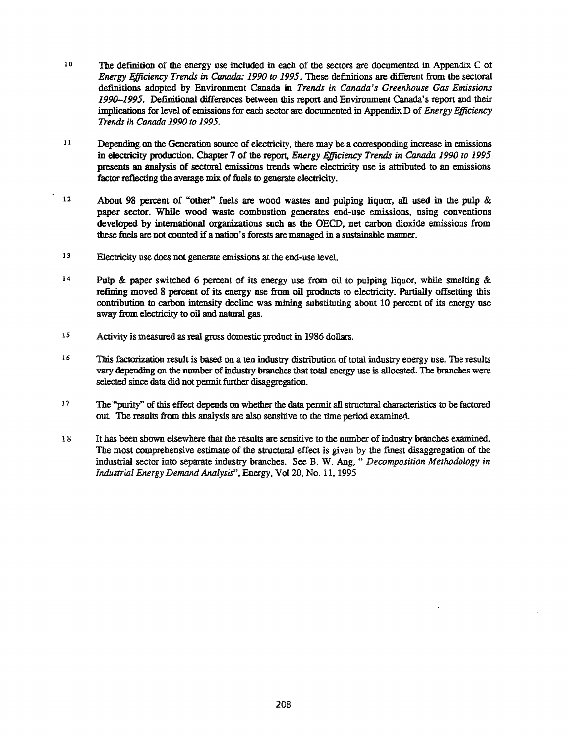10 The definition of the energy use included in each of the sectors are documented in Appendix C of *Energy Efficiency Trends in Canada: 1990 to 1995*. These definitions are different from the sectoral definitions adopted by Environment Canada in *Trends in Canada's Greenhouse Gas Emissions 1990–1995*. Definitional differences between this report and Environment Canada's report and their implications for level of emissions for each sector are documented in Appendix D of *Energy Efficiency Trends in Canada 1990 to 1995*.

11 Depending on the Generation source of electricity, there may be a corresponding increase in emissions in electricity production. Chapter 7 of the report, *Energy Efficiency Trends in Canada 1990 to 1995* presents an analysis of sectoral emissions trends where electricity use is attributed to an emissions factor reflecting the average mix of fuels to generate electricity.

12 About 98 percent of "other" fuels are wood wastes and pulping liquor, all used in the pulp & paper sector. While wood waste combustion generates end-use emissions, using conventions developed by international organizations such as the OECD, net carbon dioxide emissions from these fuels are not counted if a nation's forests are managed in a sustainable manner.

13 Electricity use does not generate emissions at the end-use level.

14 Pulp & paper switched 6 percent of its energy use from oil to pulping liquor, while smelting & refining moved 8 percent of its energy use from oil products to electricity. Partially offsetting this contribution to carbon intensity decline was mining substituting about 10 percent of its energy use away from electricity to oil and natural gas.

15 Activity is measured as real gross domestic product in 1986 dollars.

16 This factorization result is based on a ten industry distribution of total industry energy use. The results vary depending on the number of industry branches that total energy use is allocated. The branches were selected since data did not permit further disaggregation.

17 The "purity" of this effect depends on whether the data permit all structural characteristics to be factored out. The results from this analysis are also sensitive to the time period examined.

18 It has been shown elsewhere that the results are sensitive to the number of industry branches examined. The most comprehensive estimate of the structural effect is given by the finest disaggregation of the industrial sector into separate industry branches. See B. W. Ang, " *Decomposition Methodology in Industrial Energy Demand Analysis*", Energy, Vol 20, No. 11, 1995